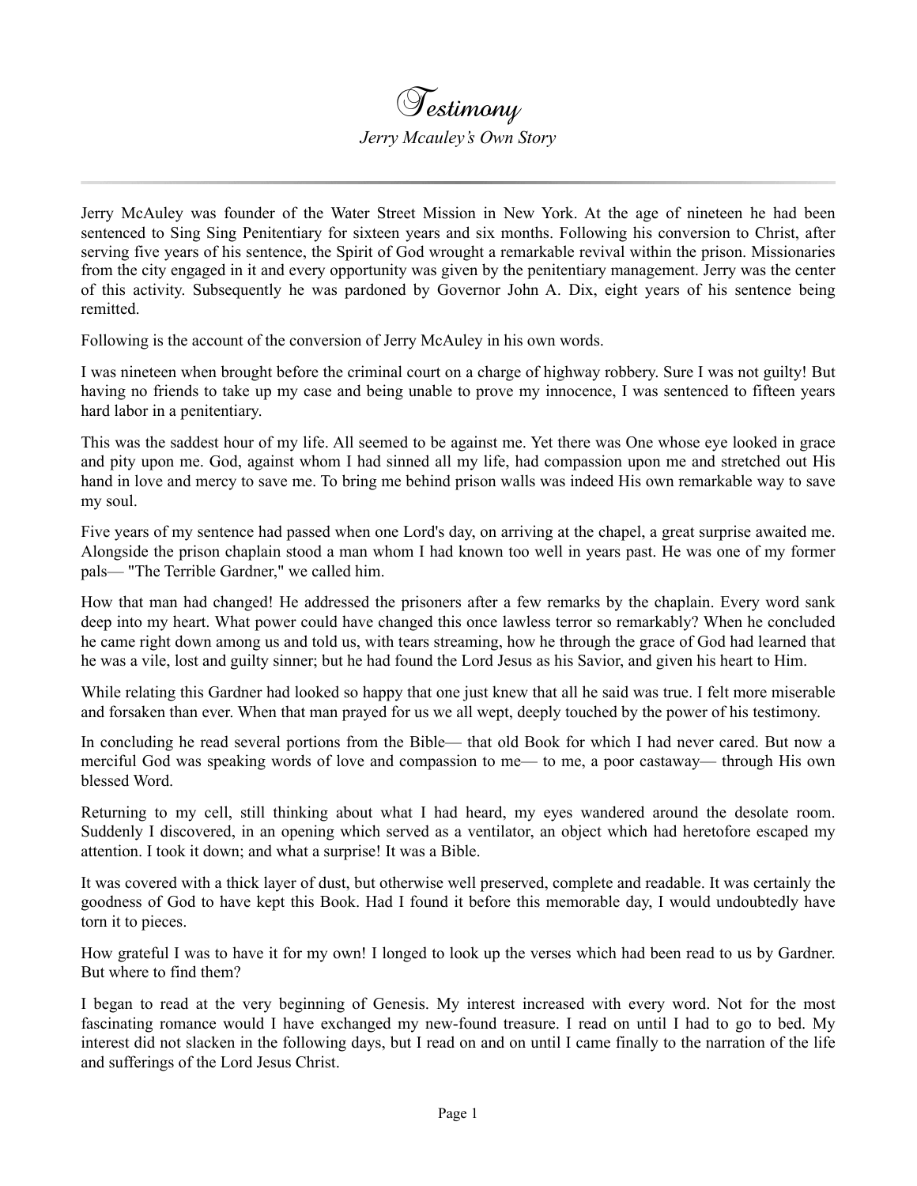# Testimony

*Jerry Mcauley's Own Story*

---

Jerry McAuley was founder of the Water Street Mission in New York. At the age of nineteen he had been sentenced to Sing Sing Penitentiary for sixteen years and six months. Following his conversion to Christ, after serving five years of his sentence, the Spirit of God wrought a remarkable revival within the prison. Missionaries from the city engaged in it and every opportunity was given by the penitentiary management. Jerry was the center of this activity. Subsequently he was pardoned by Governor John A. Dix, eight years of his sentence being remitted.

Following is the account of the conversion of Jerry McAuley in his own words.

I was nineteen when brought before the criminal court on a charge of highway robbery. Sure I was not guilty! But having no friends to take up my case and being unable to prove my innocence, I was sentenced to fifteen years hard labor in a penitentiary.

This was the saddest hour of my life. All seemed to be against me. Yet there was One whose eye looked in grace and pity upon me. God, against whom I had sinned all my life, had compassion upon me and stretched out His hand in love and mercy to save me. To bring me behind prison walls was indeed His own remarkable way to save my soul.

Five years of my sentence had passed when one Lord's day, on arriving at the chapel, a great surprise awaited me. Alongside the prison chaplain stood a man whom I had known too well in years past. He was one of my former pals— "The Terrible Gardner," we called him.

How that man had changed! He addressed the prisoners after a few remarks by the chaplain. Every word sank deep into my heart. What power could have changed this once lawless terror so remarkably? When he concluded he came right down among us and told us, with tears streaming, how he through the grace of God had learned that he was a vile, lost and guilty sinner; but he had found the Lord Jesus as his Savior, and given his heart to Him.

While relating this Gardner had looked so happy that one just knew that all he said was true. I felt more miserable and forsaken than ever. When that man prayed for us we all wept, deeply touched by the power of his testimony.

In concluding he read several portions from the Bible— that old Book for which I had never cared. But now a merciful God was speaking words of love and compassion to me— to me, a poor castaway— through His own blessed Word.

Returning to my cell, still thinking about what I had heard, my eyes wandered around the desolate room. Suddenly I discovered, in an opening which served as a ventilator, an object which had heretofore escaped my attention. I took it down; and what a surprise! It was a Bible.

It was covered with a thick layer of dust, but otherwise well preserved, complete and readable. It was certainly the goodness of God to have kept this Book. Had I found it before this memorable day, I would undoubtedly have torn it to pieces.

How grateful I was to have it for my own! I longed to look up the verses which had been read to us by Gardner. But where to find them?

I began to read at the very beginning of Genesis. My interest increased with every word. Not for the most fascinating romance would I have exchanged my new-found treasure. I read on until I had to go to bed. My interest did not slacken in the following days, but I read on and on until I came finally to the narration of the life and sufferings of the Lord Jesus Christ.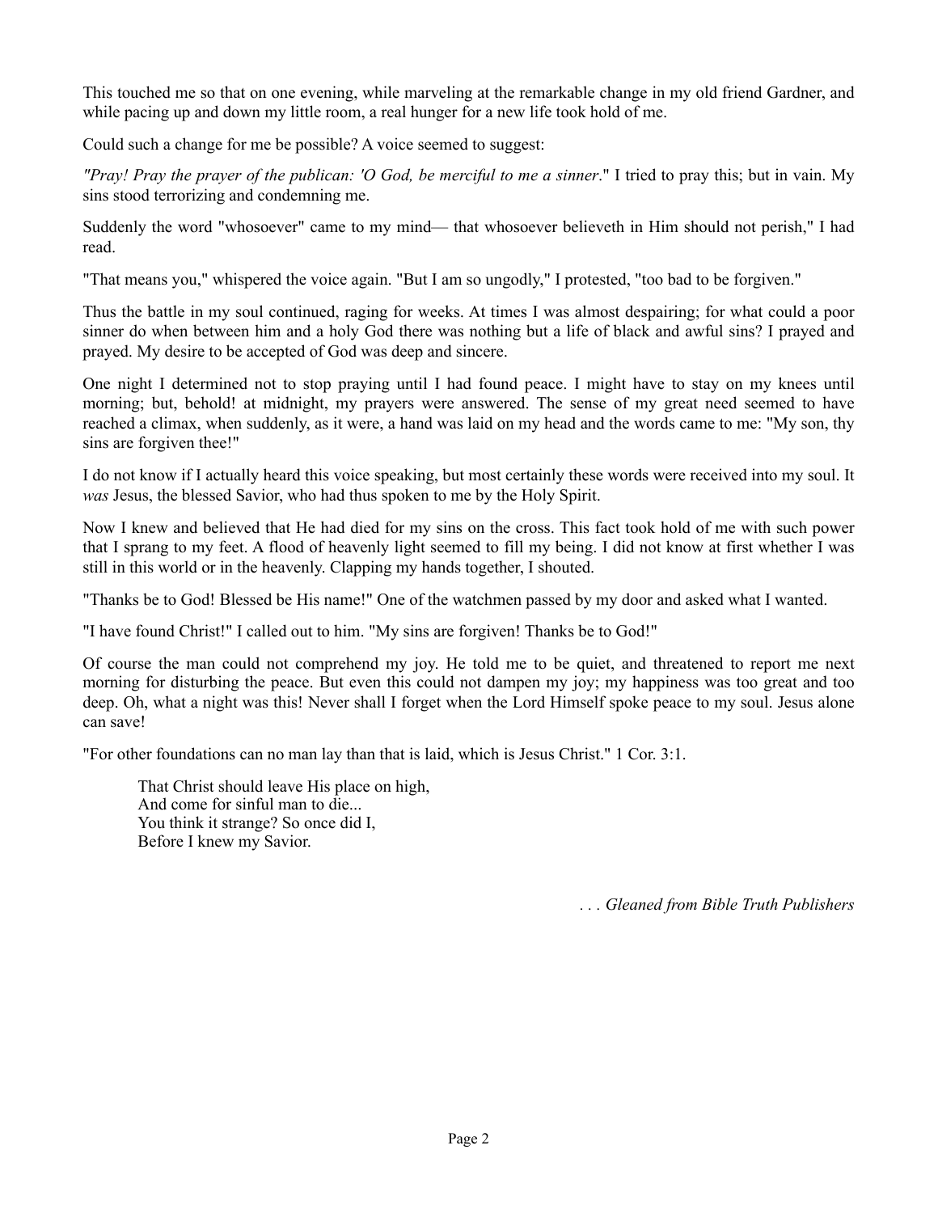This touched me so that on one evening, while marveling at the remarkable change in my old friend Gardner, and while pacing up and down my little room, a real hunger for a new life took hold of me.

Could such a change for me be possible? A voice seemed to suggest:

*"Pray! Pray the prayer of the publican: 'O God, be merciful to me a sinner*." I tried to pray this; but in vain. My sins stood terrorizing and condemning me.

Suddenly the word "whosoever" came to my mind— that whosoever believeth in Him should not perish," I had read.

"That means you," whispered the voice again. "But I am so ungodly," I protested, "too bad to be forgiven."

Thus the battle in my soul continued, raging for weeks. At times I was almost despairing; for what could a poor sinner do when between him and a holy God there was nothing but a life of black and awful sins? I prayed and prayed. My desire to be accepted of God was deep and sincere.

One night I determined not to stop praying until I had found peace. I might have to stay on my knees until morning; but, behold! at midnight, my prayers were answered. The sense of my great need seemed to have reached a climax, when suddenly, as it were, a hand was laid on my head and the words came to me: "My son, thy sins are forgiven thee!"

I do not know if I actually heard this voice speaking, but most certainly these words were received into my soul. It *was* Jesus, the blessed Savior, who had thus spoken to me by the Holy Spirit.

Now I knew and believed that He had died for my sins on the cross. This fact took hold of me with such power that I sprang to my feet. A flood of heavenly light seemed to fill my being. I did not know at first whether I was still in this world or in the heavenly. Clapping my hands together, I shouted.

"Thanks be to God! Blessed be His name!" One of the watchmen passed by my door and asked what I wanted.

"I have found Christ!" I called out to him. "My sins are forgiven! Thanks be to God!"

Of course the man could not comprehend my joy. He told me to be quiet, and threatened to report me next morning for disturbing the peace. But even this could not dampen my joy; my happiness was too great and too deep. Oh, what a night was this! Never shall I forget when the Lord Himself spoke peace to my soul. Jesus alone can save!

"For other foundations can no man lay than that is laid, which is Jesus Christ." 1 Cor. 3:1.

> That Christ should leave His place on high,  
> And come for sinful man to die...  
> You think it strange? So once did I,  
> Before I knew my Savior.

*. . . Gleaned from Bible Truth Publishers*